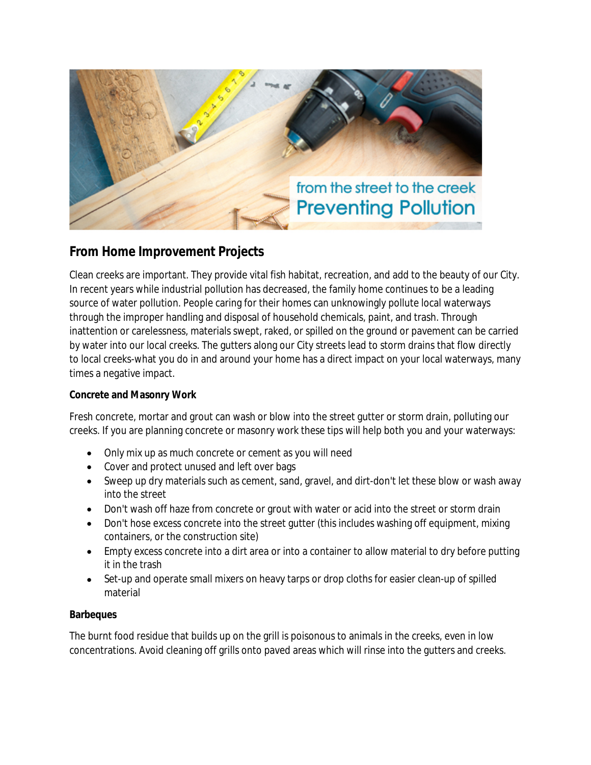## From Home Improvement Projects

Clean creeks are important. They provide vital fish habitat, recreation, and add to the beauty of our City. In recent years while industrial pollution has decreased, the family home continues to be a leading source of water pollution. People caring for their homes can unknowingly pollute local waterways through the improper handling and disposal of household chemicals, paint, and trash. Through inattention or carelessness, materials swept, raked, or spilled on the ground or pavement can be carried by water into our local creeks. The gutters along our City streets lead to storm drains that flow directly to local creeks-what you do in and around your home has a direct impact on your local waterways, many times a negative impact.

**Concrete and Masonry Work**

Fresh concrete, mortar and grout can wash or blow into the street gutter or storm drain, polluting our creeks. If you are planning concrete or masonry work these tips will help both you and your waterways:

- Only mix up as much concrete or cement as you will need
- Cover and protect unused and left over bags
- Sweep up dry materials such as cement, sand, gravel, and dirt-don't let these blow or wash away into the street
- Don't wash off haze from concrete or grout with water or acid into the street or storm drain
- Don't hose excess concrete into the street gutter (this includes washing off equipment, mixing containers, or the construction site)
- Empty excess concrete into a dirt area or into a container to allow material to dry before putting it in the trash
- Set-up and operate small mixers on heavy tarps or drop cloths for easier clean-up of spilled material

**Barbeques**

The burnt food residue that builds up on the grill is poisonous to animals in the creeks, even in low concentrations. Avoid cleaning off grills onto paved areas which will rinse into the gutters and creeks.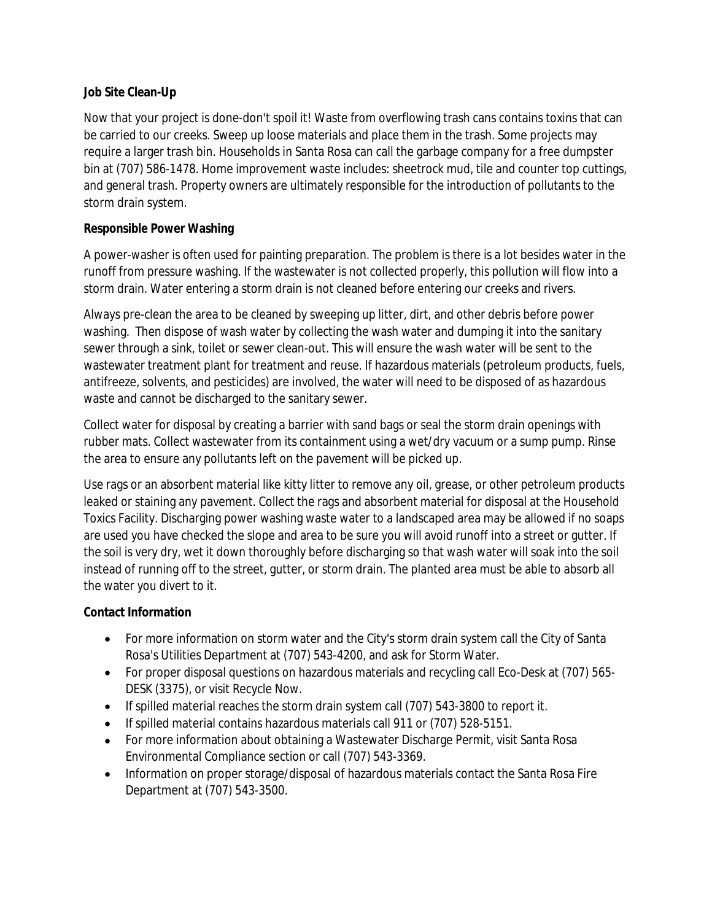**Job Site Clean-Up**

Now that your project is done-don't spoil it! Waste from overflowing trash cans contains toxins that can be carried to our creeks. Sweep up loose materials and place them in the trash. Some projects may require a larger trash bin. Households in Santa Rosa can call the garbage company for a free dumpster bin at (707) 586-1478. Home improvement waste includes: sheetrock mud, tile and counter top cuttings, and general trash. Property owners are ultimately responsible for the introduction of pollutants to the storm drain system.

**Responsible Power Washing**

A power-washer is often used for painting preparation. The problem is there is a lot besides water in the runoff from pressure washing. If the wastewater is not collected properly, this pollution will flow into a storm drain. Water entering a storm drain is not cleaned before entering our creeks and rivers.

Always pre-clean the area to be cleaned by sweeping up litter, dirt, and other debris before power washing. Then dispose of wash water by collecting the wash water and dumping it into the sanitary sewer through a sink, toilet or sewer clean-out. This will ensure the wash water will be sent to the wastewater treatment plant for treatment and reuse. If hazardous materials (petroleum products, fuels, antifreeze, solvents, and pesticides) are involved, the water will need to be disposed of as hazardous waste and cannot be discharged to the sanitary sewer.

Collect water for disposal by creating a barrier with sand bags or seal the storm drain openings with rubber mats. Collect wastewater from its containment using a wet/dry vacuum or a sump pump. Rinse the area to ensure any pollutants left on the pavement will be picked up.

Use rags or an absorbent material like kitty litter to remove any oil, grease, or other petroleum products leaked or staining any pavement. Collect the rags and absorbent material for disposal at the Household Toxics Facility. Discharging power washing waste water to a landscaped area may be allowed if no soaps are used you have checked the slope and area to be sure you will avoid runoff into a street or gutter. If the soil is very dry, wet it down thoroughly before discharging so that wash water will soak into the soil instead of running off to the street, gutter, or storm drain. The planted area must be able to absorb all the water you divert to it.

**Contact Information**

- For more information on storm water and the City's storm drain system call the City of Santa Rosa's Utilities Department at (707) 543-4200, and ask for Storm Water.
- For proper disposal questions on hazardous materials and recycling call Eco-Desk at (707) 565-DESK (3375), or visit Recycle Now.
- If spilled material reaches the storm drain system call (707) 543-3800 to report it.
- If spilled material contains hazardous materials call 911 or (707) 528-5151.
- For more information about obtaining a Wastewater Discharge Permit, visit Santa Rosa Environmental Compliance section or call (707) 543-3369.
- Information on proper storage/disposal of hazardous materials contact the Santa Rosa Fire Department at (707) 543-3500.